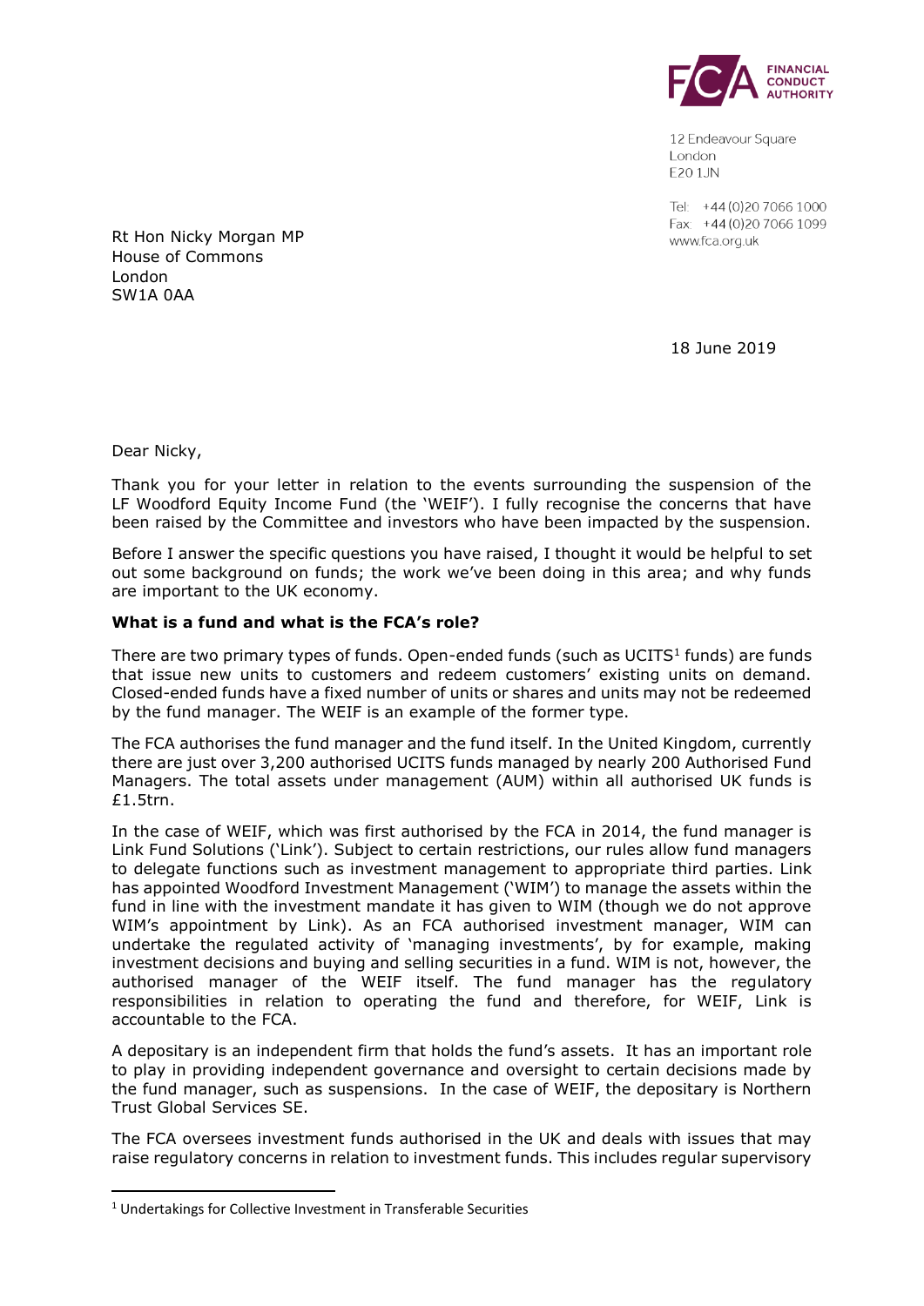FCA FINANCIAL CONDUCT AUTHORITY

12 Endeavour Square
London
E20 1JN

Tel: +44 (0)20 7066 1000
Fax: +44 (0)20 7066 1099
www.fca.org.uk

Rt Hon Nicky Morgan MP
House of Commons
London
SW1A 0AA

18 June 2019

Dear Nicky,

Thank you for your letter in relation to the events surrounding the suspension of the LF Woodford Equity Income Fund (the 'WEIF'). I fully recognise the concerns that have been raised by the Committee and investors who have been impacted by the suspension.

Before I answer the specific questions you have raised, I thought it would be helpful to set out some background on funds; the work we've been doing in this area; and why funds are important to the UK economy.

**What is a fund and what is the FCA's role?**

There are two primary types of funds. Open-ended funds (such as UCITS[1] funds) are funds that issue new units to customers and redeem customers' existing units on demand. Closed-ended funds have a fixed number of units or shares and units may not be redeemed by the fund manager. The WEIF is an example of the former type.

The FCA authorises the fund manager and the fund itself. In the United Kingdom, currently there are just over 3,200 authorised UCITS funds managed by nearly 200 Authorised Fund Managers. The total assets under management (AUM) within all authorised UK funds is £1.5trn.

In the case of WEIF, which was first authorised by the FCA in 2014, the fund manager is Link Fund Solutions ('Link'). Subject to certain restrictions, our rules allow fund managers to delegate functions such as investment management to appropriate third parties. Link has appointed Woodford Investment Management ('WIM') to manage the assets within the fund in line with the investment mandate it has given to WIM (though we do not approve WIM's appointment by Link). As an FCA authorised investment manager, WIM can undertake the regulated activity of 'managing investments', by for example, making investment decisions and buying and selling securities in a fund. WIM is not, however, the authorised manager of the WEIF itself. The fund manager has the regulatory responsibilities in relation to operating the fund and therefore, for WEIF, Link is accountable to the FCA.

A depositary is an independent firm that holds the fund's assets. It has an important role to play in providing independent governance and oversight to certain decisions made by the fund manager, such as suspensions. In the case of WEIF, the depositary is Northern Trust Global Services SE.

The FCA oversees investment funds authorised in the UK and deals with issues that may raise regulatory concerns in relation to investment funds. This includes regular supervisory

[1] Undertakings for Collective Investment in Transferable Securities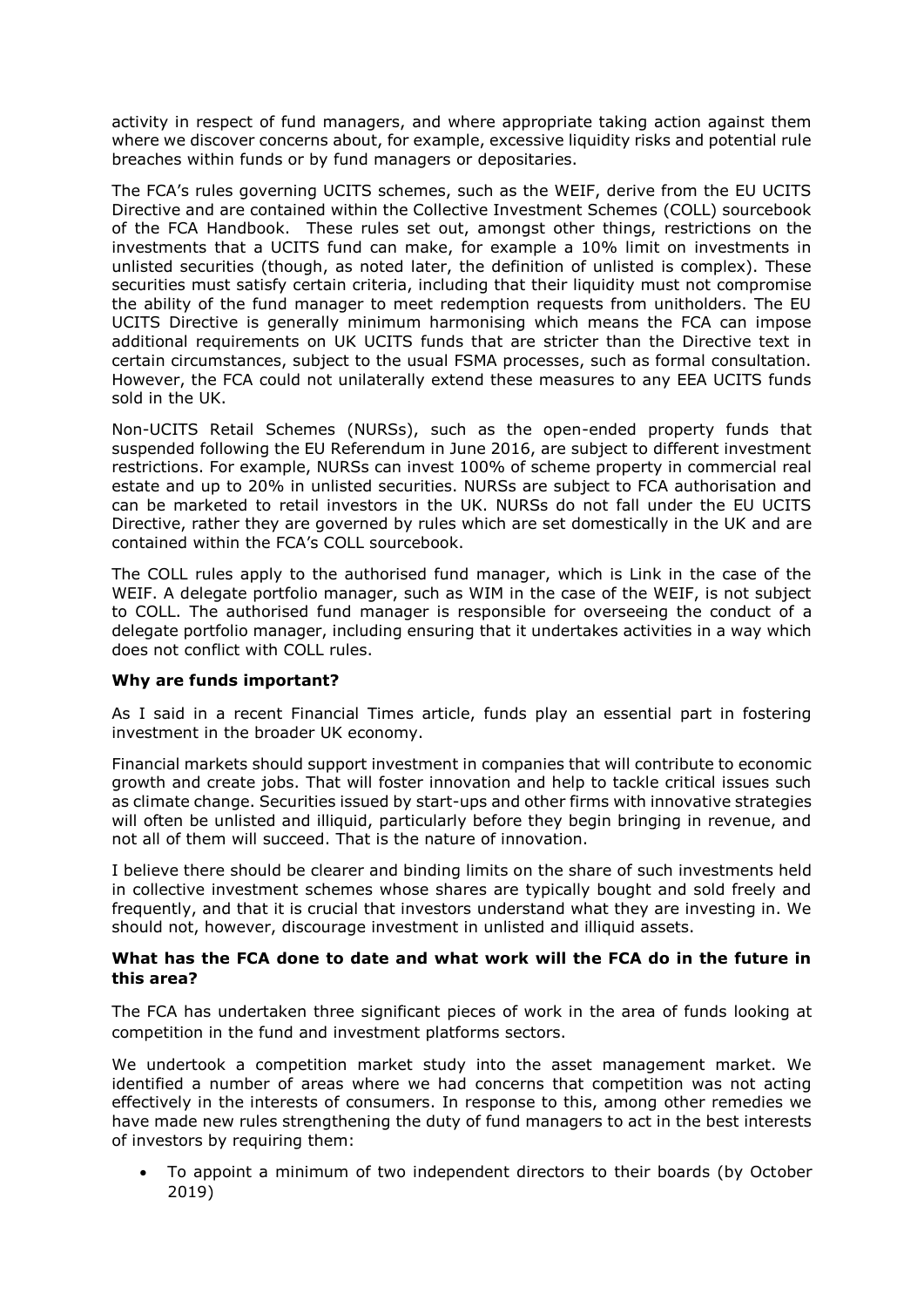activity in respect of fund managers, and where appropriate taking action against them where we discover concerns about, for example, excessive liquidity risks and potential rule breaches within funds or by fund managers or depositaries.

The FCA's rules governing UCITS schemes, such as the WEIF, derive from the EU UCITS Directive and are contained within the Collective Investment Schemes (COLL) sourcebook of the FCA Handbook. These rules set out, amongst other things, restrictions on the investments that a UCITS fund can make, for example a 10% limit on investments in unlisted securities (though, as noted later, the definition of unlisted is complex). These securities must satisfy certain criteria, including that their liquidity must not compromise the ability of the fund manager to meet redemption requests from unitholders. The EU UCITS Directive is generally minimum harmonising which means the FCA can impose additional requirements on UK UCITS funds that are stricter than the Directive text in certain circumstances, subject to the usual FSMA processes, such as formal consultation. However, the FCA could not unilaterally extend these measures to any EEA UCITS funds sold in the UK.

Non-UCITS Retail Schemes (NURSs), such as the open-ended property funds that suspended following the EU Referendum in June 2016, are subject to different investment restrictions. For example, NURSs can invest 100% of scheme property in commercial real estate and up to 20% in unlisted securities. NURSs are subject to FCA authorisation and can be marketed to retail investors in the UK. NURSs do not fall under the EU UCITS Directive, rather they are governed by rules which are set domestically in the UK and are contained within the FCA's COLL sourcebook.

The COLL rules apply to the authorised fund manager, which is Link in the case of the WEIF. A delegate portfolio manager, such as WIM in the case of the WEIF, is not subject to COLL. The authorised fund manager is responsible for overseeing the conduct of a delegate portfolio manager, including ensuring that it undertakes activities in a way which does not conflict with COLL rules.

**Why are funds important?**

As I said in a recent Financial Times article, funds play an essential part in fostering investment in the broader UK economy.

Financial markets should support investment in companies that will contribute to economic growth and create jobs. That will foster innovation and help to tackle critical issues such as climate change. Securities issued by start-ups and other firms with innovative strategies will often be unlisted and illiquid, particularly before they begin bringing in revenue, and not all of them will succeed. That is the nature of innovation.

I believe there should be clearer and binding limits on the share of such investments held in collective investment schemes whose shares are typically bought and sold freely and frequently, and that it is crucial that investors understand what they are investing in. We should not, however, discourage investment in unlisted and illiquid assets.

**What has the FCA done to date and what work will the FCA do in the future in this area?**

The FCA has undertaken three significant pieces of work in the area of funds looking at competition in the fund and investment platforms sectors.

We undertook a competition market study into the asset management market. We identified a number of areas where we had concerns that competition was not acting effectively in the interests of consumers. In response to this, among other remedies we have made new rules strengthening the duty of fund managers to act in the best interests of investors by requiring them:

- To appoint a minimum of two independent directors to their boards (by October 2019)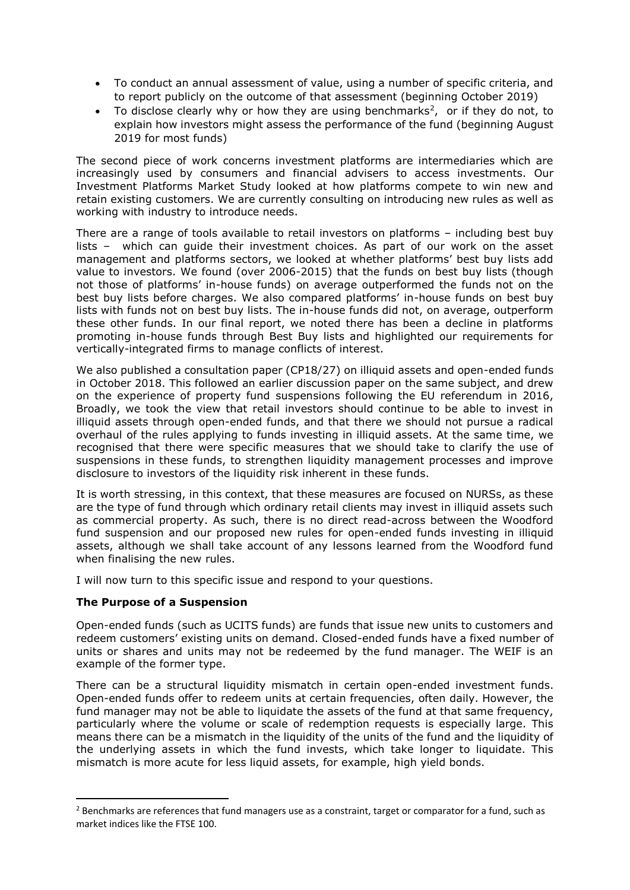- To conduct an annual assessment of value, using a number of specific criteria, and to report publicly on the outcome of that assessment (beginning October 2019)
- To disclose clearly why or how they are using benchmarks[2], or if they do not, to explain how investors might assess the performance of the fund (beginning August 2019 for most funds)

The second piece of work concerns investment platforms are intermediaries which are increasingly used by consumers and financial advisers to access investments. Our Investment Platforms Market Study looked at how platforms compete to win new and retain existing customers. We are currently consulting on introducing new rules as well as working with industry to introduce needs.

There are a range of tools available to retail investors on platforms – including best buy lists – which can guide their investment choices. As part of our work on the asset management and platforms sectors, we looked at whether platforms' best buy lists add value to investors. We found (over 2006-2015) that the funds on best buy lists (though not those of platforms' in-house funds) on average outperformed the funds not on the best buy lists before charges. We also compared platforms' in-house funds on best buy lists with funds not on best buy lists. The in-house funds did not, on average, outperform these other funds. In our final report, we noted there has been a decline in platforms promoting in-house funds through Best Buy lists and highlighted our requirements for vertically-integrated firms to manage conflicts of interest.

We also published a consultation paper (CP18/27) on illiquid assets and open-ended funds in October 2018. This followed an earlier discussion paper on the same subject, and drew on the experience of property fund suspensions following the EU referendum in 2016, Broadly, we took the view that retail investors should continue to be able to invest in illiquid assets through open-ended funds, and that there we should not pursue a radical overhaul of the rules applying to funds investing in illiquid assets. At the same time, we recognised that there were specific measures that we should take to clarify the use of suspensions in these funds, to strengthen liquidity management processes and improve disclosure to investors of the liquidity risk inherent in these funds.

It is worth stressing, in this context, that these measures are focused on NURSs, as these are the type of fund through which ordinary retail clients may invest in illiquid assets such as commercial property. As such, there is no direct read-across between the Woodford fund suspension and our proposed new rules for open-ended funds investing in illiquid assets, although we shall take account of any lessons learned from the Woodford fund when finalising the new rules.

I will now turn to this specific issue and respond to your questions.

**The Purpose of a Suspension**

Open-ended funds (such as UCITS funds) are funds that issue new units to customers and redeem customers' existing units on demand. Closed-ended funds have a fixed number of units or shares and units may not be redeemed by the fund manager. The WEIF is an example of the former type.

There can be a structural liquidity mismatch in certain open-ended investment funds. Open-ended funds offer to redeem units at certain frequencies, often daily. However, the fund manager may not be able to liquidate the assets of the fund at that same frequency, particularly where the volume or scale of redemption requests is especially large. This means there can be a mismatch in the liquidity of the units of the fund and the liquidity of the underlying assets in which the fund invests, which take longer to liquidate. This mismatch is more acute for less liquid assets, for example, high yield bonds.

---

[2] Benchmarks are references that fund managers use as a constraint, target or comparator for a fund, such as market indices like the FTSE 100.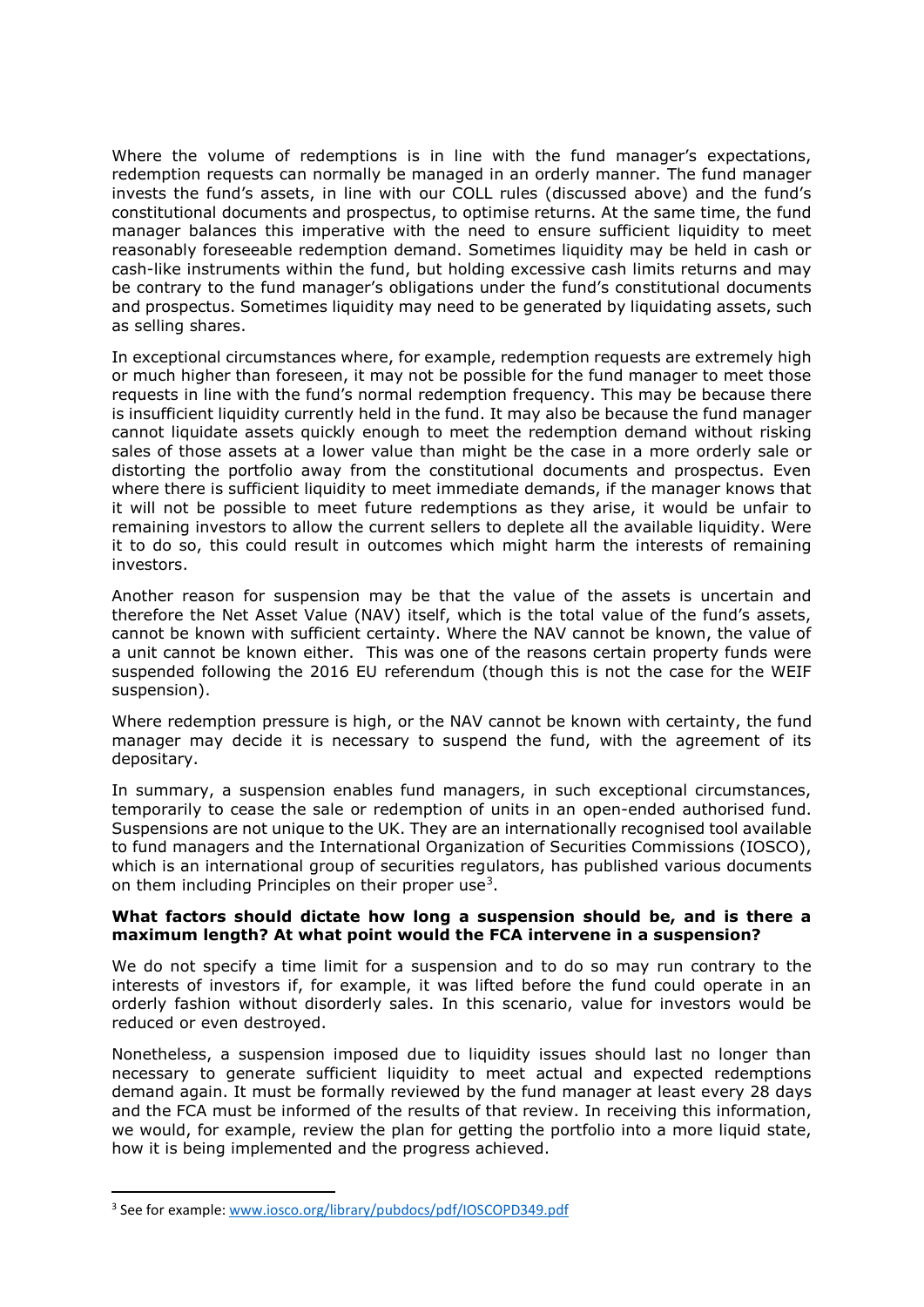Where the volume of redemptions is in line with the fund manager's expectations, redemption requests can normally be managed in an orderly manner. The fund manager invests the fund's assets, in line with our COLL rules (discussed above) and the fund's constitutional documents and prospectus, to optimise returns. At the same time, the fund manager balances this imperative with the need to ensure sufficient liquidity to meet reasonably foreseeable redemption demand. Sometimes liquidity may be held in cash or cash-like instruments within the fund, but holding excessive cash limits returns and may be contrary to the fund manager's obligations under the fund's constitutional documents and prospectus. Sometimes liquidity may need to be generated by liquidating assets, such as selling shares.

In exceptional circumstances where, for example, redemption requests are extremely high or much higher than foreseen, it may not be possible for the fund manager to meet those requests in line with the fund's normal redemption frequency. This may be because there is insufficient liquidity currently held in the fund. It may also be because the fund manager cannot liquidate assets quickly enough to meet the redemption demand without risking sales of those assets at a lower value than might be the case in a more orderly sale or distorting the portfolio away from the constitutional documents and prospectus. Even where there is sufficient liquidity to meet immediate demands, if the manager knows that it will not be possible to meet future redemptions as they arise, it would be unfair to remaining investors to allow the current sellers to deplete all the available liquidity. Were it to do so, this could result in outcomes which might harm the interests of remaining investors.

Another reason for suspension may be that the value of the assets is uncertain and therefore the Net Asset Value (NAV) itself, which is the total value of the fund's assets, cannot be known with sufficient certainty. Where the NAV cannot be known, the value of a unit cannot be known either. This was one of the reasons certain property funds were suspended following the 2016 EU referendum (though this is not the case for the WEIF suspension).

Where redemption pressure is high, or the NAV cannot be known with certainty, the fund manager may decide it is necessary to suspend the fund, with the agreement of its depositary.

In summary, a suspension enables fund managers, in such exceptional circumstances, temporarily to cease the sale or redemption of units in an open-ended authorised fund. Suspensions are not unique to the UK. They are an internationally recognised tool available to fund managers and the International Organization of Securities Commissions (IOSCO), which is an international group of securities regulators, has published various documents on them including Principles on their proper use[3].

**What factors should dictate how long a suspension should be, and is there a maximum length? At what point would the FCA intervene in a suspension?**

We do not specify a time limit for a suspension and to do so may run contrary to the interests of investors if, for example, it was lifted before the fund could operate in an orderly fashion without disorderly sales. In this scenario, value for investors would be reduced or even destroyed.

Nonetheless, a suspension imposed due to liquidity issues should last no longer than necessary to generate sufficient liquidity to meet actual and expected redemptions demand again. It must be formally reviewed by the fund manager at least every 28 days and the FCA must be informed of the results of that review. In receiving this information, we would, for example, review the plan for getting the portfolio into a more liquid state, how it is being implemented and the progress achieved.

---

[3] See for example: www.iosco.org/library/pubdocs/pdf/IOSCOPD349.pdf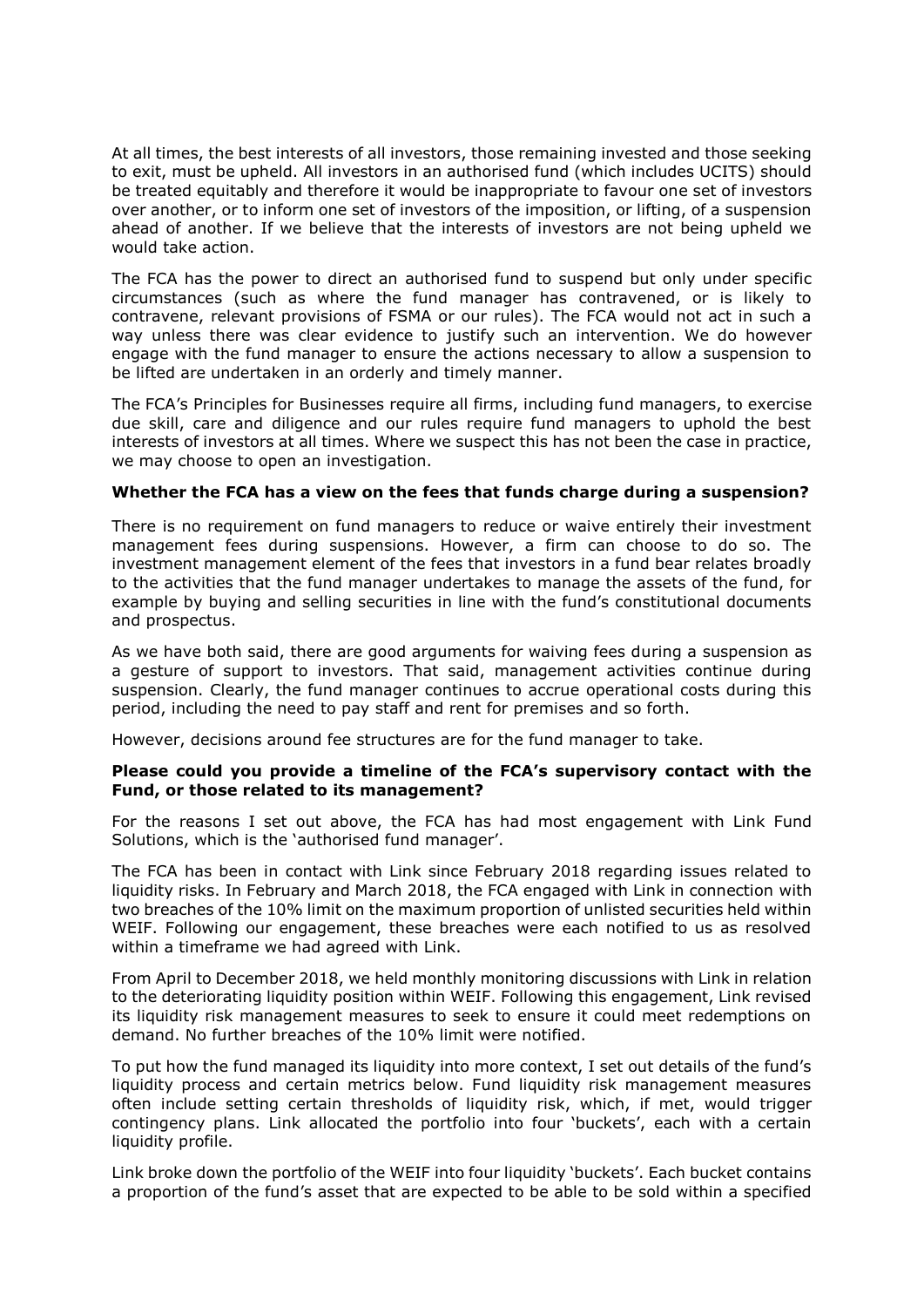At all times, the best interests of all investors, those remaining invested and those seeking to exit, must be upheld. All investors in an authorised fund (which includes UCITS) should be treated equitably and therefore it would be inappropriate to favour one set of investors over another, or to inform one set of investors of the imposition, or lifting, of a suspension ahead of another. If we believe that the interests of investors are not being upheld we would take action.

The FCA has the power to direct an authorised fund to suspend but only under specific circumstances (such as where the fund manager has contravened, or is likely to contravene, relevant provisions of FSMA or our rules). The FCA would not act in such a way unless there was clear evidence to justify such an intervention. We do however engage with the fund manager to ensure the actions necessary to allow a suspension to be lifted are undertaken in an orderly and timely manner.

The FCA's Principles for Businesses require all firms, including fund managers, to exercise due skill, care and diligence and our rules require fund managers to uphold the best interests of investors at all times. Where we suspect this has not been the case in practice, we may choose to open an investigation.

**Whether the FCA has a view on the fees that funds charge during a suspension?**

There is no requirement on fund managers to reduce or waive entirely their investment management fees during suspensions. However, a firm can choose to do so. The investment management element of the fees that investors in a fund bear relates broadly to the activities that the fund manager undertakes to manage the assets of the fund, for example by buying and selling securities in line with the fund's constitutional documents and prospectus.

As we have both said, there are good arguments for waiving fees during a suspension as a gesture of support to investors. That said, management activities continue during suspension. Clearly, the fund manager continues to accrue operational costs during this period, including the need to pay staff and rent for premises and so forth.

However, decisions around fee structures are for the fund manager to take.

**Please could you provide a timeline of the FCA's supervisory contact with the Fund, or those related to its management?**

For the reasons I set out above, the FCA has had most engagement with Link Fund Solutions, which is the 'authorised fund manager'.

The FCA has been in contact with Link since February 2018 regarding issues related to liquidity risks. In February and March 2018, the FCA engaged with Link in connection with two breaches of the 10% limit on the maximum proportion of unlisted securities held within WEIF. Following our engagement, these breaches were each notified to us as resolved within a timeframe we had agreed with Link.

From April to December 2018, we held monthly monitoring discussions with Link in relation to the deteriorating liquidity position within WEIF. Following this engagement, Link revised its liquidity risk management measures to seek to ensure it could meet redemptions on demand. No further breaches of the 10% limit were notified.

To put how the fund managed its liquidity into more context, I set out details of the fund's liquidity process and certain metrics below. Fund liquidity risk management measures often include setting certain thresholds of liquidity risk, which, if met, would trigger contingency plans. Link allocated the portfolio into four 'buckets', each with a certain liquidity profile.

Link broke down the portfolio of the WEIF into four liquidity 'buckets'. Each bucket contains a proportion of the fund's asset that are expected to be able to be sold within a specified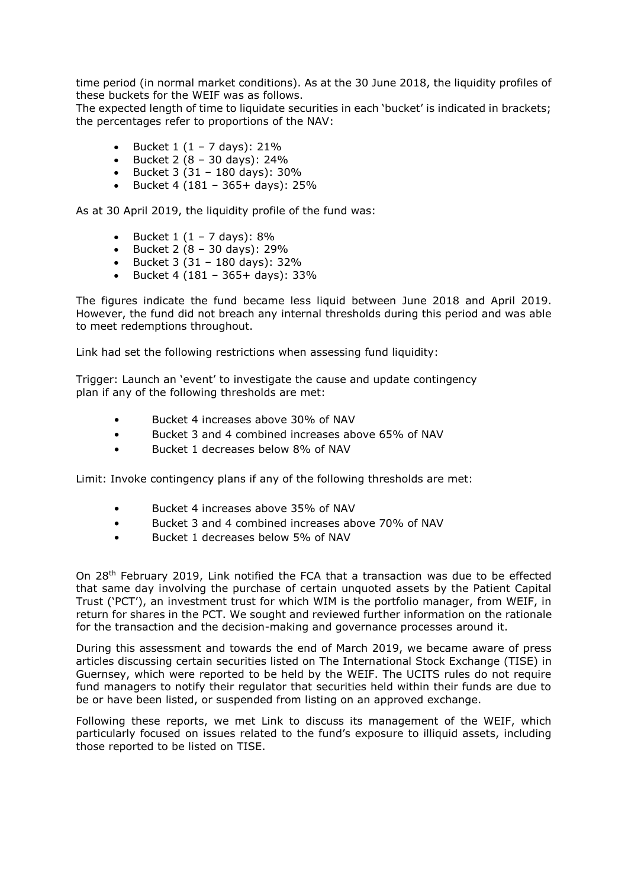time period (in normal market conditions). As at the 30 June 2018, the liquidity profiles of these buckets for the WEIF was as follows.
The expected length of time to liquidate securities in each 'bucket' is indicated in brackets; the percentages refer to proportions of the NAV:

- Bucket 1 (1 – 7 days): 21%
- Bucket 2 (8 – 30 days): 24%
- Bucket 3 (31 – 180 days): 30%
- Bucket 4 (181 – 365+ days): 25%

As at 30 April 2019, the liquidity profile of the fund was:

- Bucket 1 (1 – 7 days): 8%
- Bucket 2 (8 – 30 days): 29%
- Bucket 3 (31 – 180 days): 32%
- Bucket 4 (181 – 365+ days): 33%

The figures indicate the fund became less liquid between June 2018 and April 2019. However, the fund did not breach any internal thresholds during this period and was able to meet redemptions throughout.

Link had set the following restrictions when assessing fund liquidity:

Trigger: Launch an 'event' to investigate the cause and update contingency plan if any of the following thresholds are met:

- Bucket 4 increases above 30% of NAV
- Bucket 3 and 4 combined increases above 65% of NAV
- Bucket 1 decreases below 8% of NAV

Limit: Invoke contingency plans if any of the following thresholds are met:

- Bucket 4 increases above 35% of NAV
- Bucket 3 and 4 combined increases above 70% of NAV
- Bucket 1 decreases below 5% of NAV

On 28th February 2019, Link notified the FCA that a transaction was due to be effected that same day involving the purchase of certain unquoted assets by the Patient Capital Trust ('PCT'), an investment trust for which WIM is the portfolio manager, from WEIF, in return for shares in the PCT. We sought and reviewed further information on the rationale for the transaction and the decision-making and governance processes around it.

During this assessment and towards the end of March 2019, we became aware of press articles discussing certain securities listed on The International Stock Exchange (TISE) in Guernsey, which were reported to be held by the WEIF. The UCITS rules do not require fund managers to notify their regulator that securities held within their funds are due to be or have been listed, or suspended from listing on an approved exchange.

Following these reports, we met Link to discuss its management of the WEIF, which particularly focused on issues related to the fund's exposure to illiquid assets, including those reported to be listed on TISE.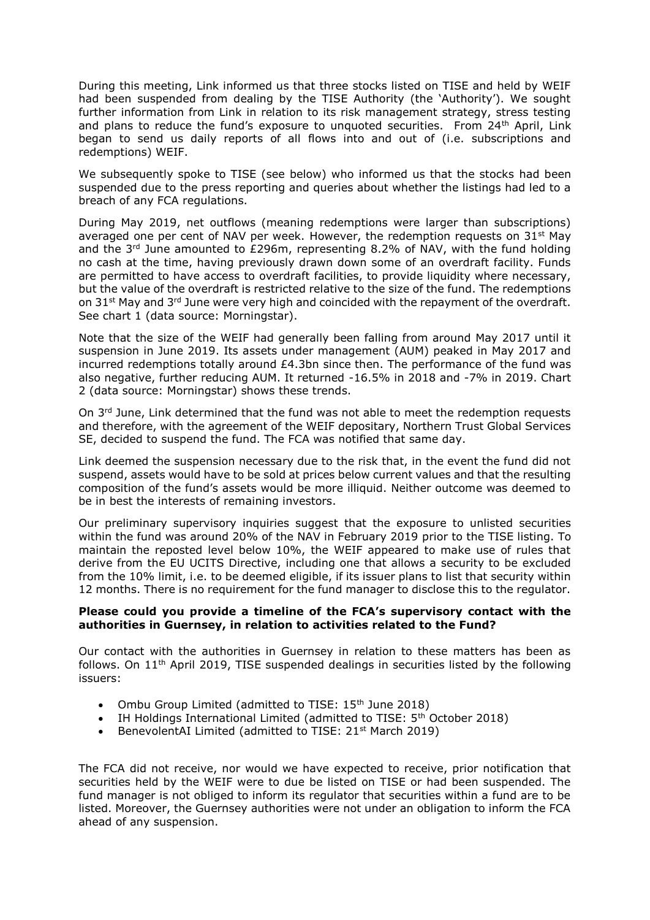During this meeting, Link informed us that three stocks listed on TISE and held by WEIF had been suspended from dealing by the TISE Authority (the 'Authority'). We sought further information from Link in relation to its risk management strategy, stress testing and plans to reduce the fund's exposure to unquoted securities. From 24th April, Link began to send us daily reports of all flows into and out of (i.e. subscriptions and redemptions) WEIF.

We subsequently spoke to TISE (see below) who informed us that the stocks had been suspended due to the press reporting and queries about whether the listings had led to a breach of any FCA regulations.

During May 2019, net outflows (meaning redemptions were larger than subscriptions) averaged one per cent of NAV per week. However, the redemption requests on 31st May and the 3rd June amounted to £296m, representing 8.2% of NAV, with the fund holding no cash at the time, having previously drawn down some of an overdraft facility. Funds are permitted to have access to overdraft facilities, to provide liquidity where necessary, but the value of the overdraft is restricted relative to the size of the fund. The redemptions on 31st May and 3rd June were very high and coincided with the repayment of the overdraft. See chart 1 (data source: Morningstar).

Note that the size of the WEIF had generally been falling from around May 2017 until it suspension in June 2019. Its assets under management (AUM) peaked in May 2017 and incurred redemptions totally around £4.3bn since then. The performance of the fund was also negative, further reducing AUM. It returned -16.5% in 2018 and -7% in 2019. Chart 2 (data source: Morningstar) shows these trends.

On 3rd June, Link determined that the fund was not able to meet the redemption requests and therefore, with the agreement of the WEIF depositary, Northern Trust Global Services SE, decided to suspend the fund. The FCA was notified that same day.

Link deemed the suspension necessary due to the risk that, in the event the fund did not suspend, assets would have to be sold at prices below current values and that the resulting composition of the fund's assets would be more illiquid. Neither outcome was deemed to be in best the interests of remaining investors.

Our preliminary supervisory inquiries suggest that the exposure to unlisted securities within the fund was around 20% of the NAV in February 2019 prior to the TISE listing. To maintain the reposted level below 10%, the WEIF appeared to make use of rules that derive from the EU UCITS Directive, including one that allows a security to be excluded from the 10% limit, i.e. to be deemed eligible, if its issuer plans to list that security within 12 months. There is no requirement for the fund manager to disclose this to the regulator.

**Please could you provide a timeline of the FCA's supervisory contact with the authorities in Guernsey, in relation to activities related to the Fund?**

Our contact with the authorities in Guernsey in relation to these matters has been as follows. On 11th April 2019, TISE suspended dealings in securities listed by the following issuers:

- Ombu Group Limited (admitted to TISE: 15th June 2018)
- IH Holdings International Limited (admitted to TISE: 5th October 2018)
- BenevolentAI Limited (admitted to TISE: 21st March 2019)

The FCA did not receive, nor would we have expected to receive, prior notification that securities held by the WEIF were to due be listed on TISE or had been suspended. The fund manager is not obliged to inform its regulator that securities within a fund are to be listed. Moreover, the Guernsey authorities were not under an obligation to inform the FCA ahead of any suspension.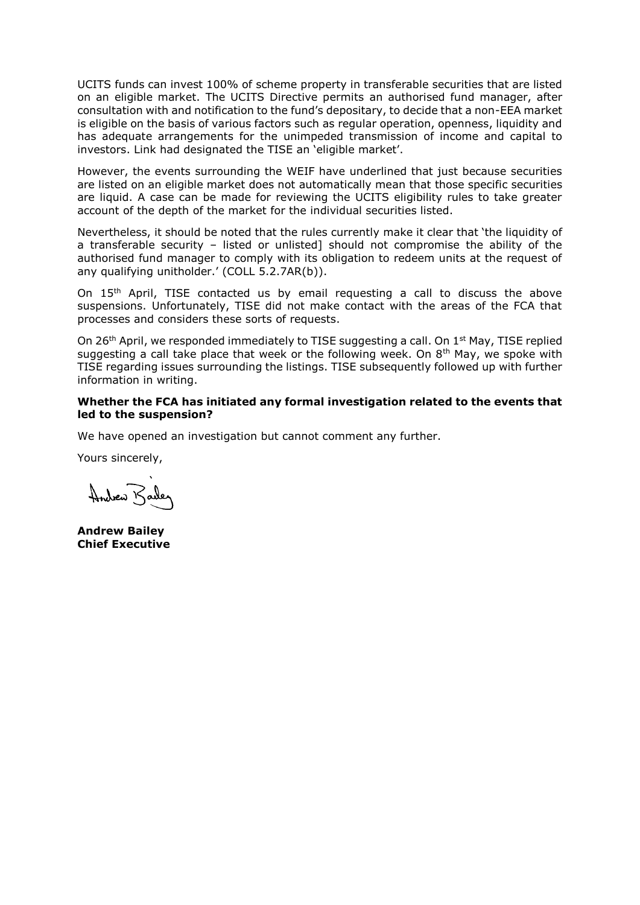UCITS funds can invest 100% of scheme property in transferable securities that are listed on an eligible market. The UCITS Directive permits an authorised fund manager, after consultation with and notification to the fund's depositary, to decide that a non-EEA market is eligible on the basis of various factors such as regular operation, openness, liquidity and has adequate arrangements for the unimpeded transmission of income and capital to investors. Link had designated the TISE an 'eligible market'.

However, the events surrounding the WEIF have underlined that just because securities are listed on an eligible market does not automatically mean that those specific securities are liquid. A case can be made for reviewing the UCITS eligibility rules to take greater account of the depth of the market for the individual securities listed.

Nevertheless, it should be noted that the rules currently make it clear that 'the liquidity of a transferable security – listed or unlisted] should not compromise the ability of the authorised fund manager to comply with its obligation to redeem units at the request of any qualifying unitholder.' (COLL 5.2.7AR(b)).

On 15th April, TISE contacted us by email requesting a call to discuss the above suspensions. Unfortunately, TISE did not make contact with the areas of the FCA that processes and considers these sorts of requests.

On 26th April, we responded immediately to TISE suggesting a call. On 1st May, TISE replied suggesting a call take place that week or the following week. On 8th May, we spoke with TISE regarding issues surrounding the listings. TISE subsequently followed up with further information in writing.

**Whether the FCA has initiated any formal investigation related to the events that led to the suspension?**

We have opened an investigation but cannot comment any further.

Yours sincerely,

**Andrew Bailey**
**Chief Executive**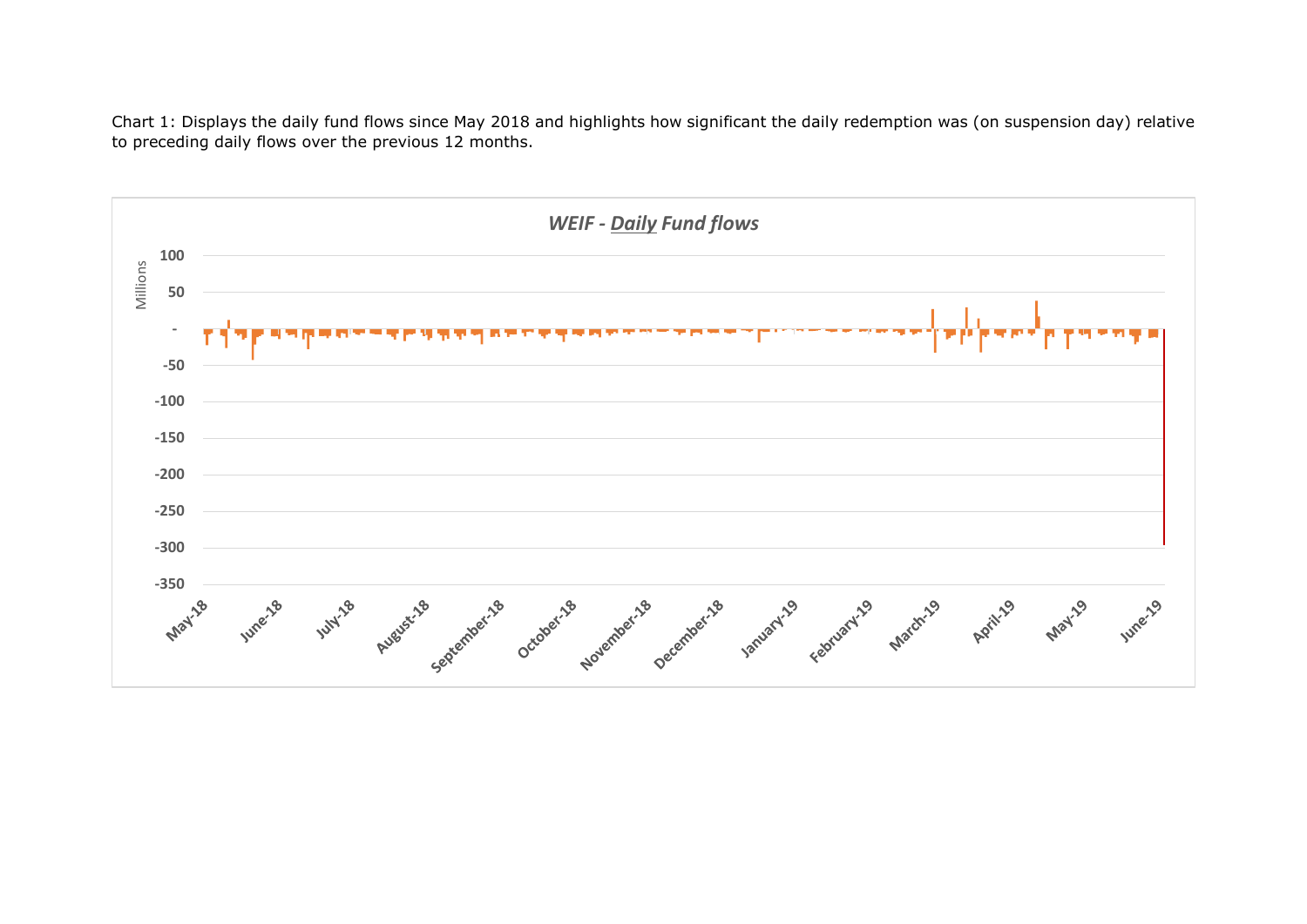Chart 1: Displays the daily fund flows since May 2018 and highlights how significant the daily redemption was (on suspension day) relative to preceding daily flows over the previous 12 months.

***WEIF - Daily Fund flows***

Millions

100
50
-
-50
-100
-150
-200
-250
-300
-350

May-18, June-18, July-18, August-18, September-18, October-18, November-18, December-18, January-19, February-19, March-19, April-19, May-19, June-19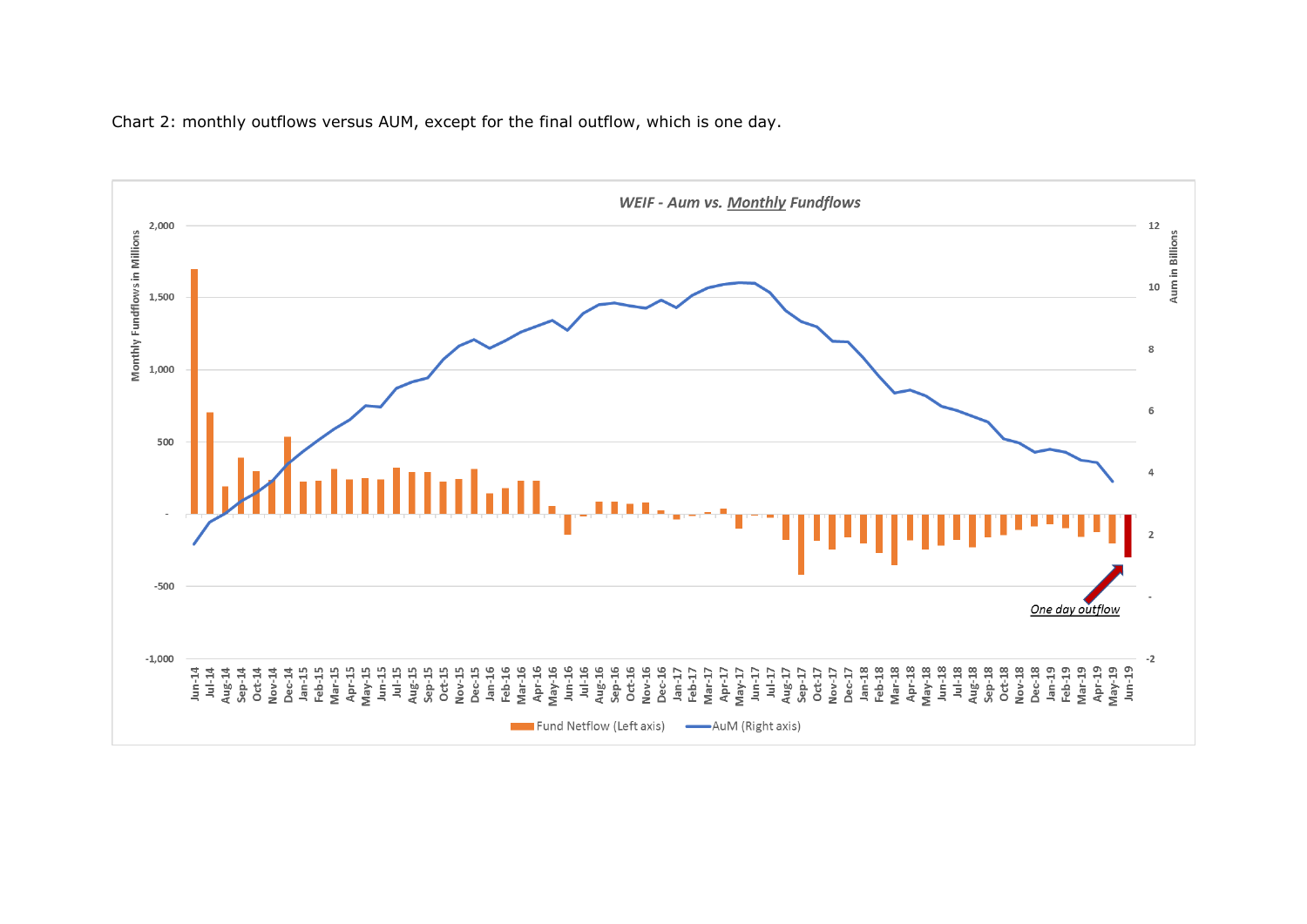Chart 2: monthly outflows versus AUM, except for the final outflow, which is one day.

WEIF - Aum vs. *Monthly* Fundflows

Monthly Fundflows in Millions

2,000
1,500
1,000
500
-
-500
-1,000

Aum in Billions

12
10
8
6
4
2
-
-2

Jun-14 Jul-14 Aug-14 Sep-14 Oct-14 Nov-14 Dec-14 Jan-15 Feb-15 Mar-15 Apr-15 May-15 Jun-15 Jul-15 Aug-15 Sep-15 Oct-15 Nov-15 Dec-15 Jan-16 Feb-16 Mar-16 Apr-16 May-16 Jun-16 Jul-16 Aug-16 Sep-16 Oct-16 Nov-16 Dec-16 Jan-17 Feb-17 Mar-17 Apr-17 May-17 Jun-17 Jul-17 Aug-17 Sep-17 Oct-17 Nov-17 Dec-17 Jan-18 Feb-18 Mar-18 Apr-18 May-18 Jun-18 Jul-18 Aug-18 Sep-18 Oct-18 Nov-18 Dec-18 Jan-19 Feb-19 Mar-19 Apr-19 May-19 Jun-19

One day outflow

Fund Netflow (Left axis) AuM (Right axis)